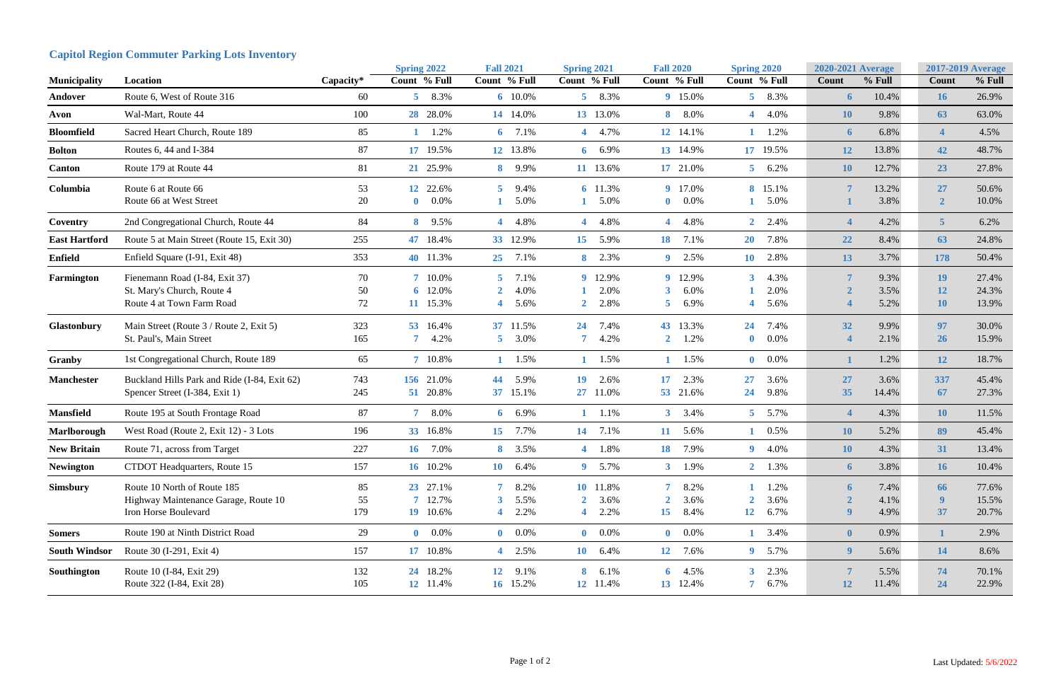## Capitol Region Commuter Parking Lots Inventory

| Municipality | Location | Capacity* | Spring 2022 | | Fall 2021 | | Spring 2021 | | Fall 2020 | | Spring 2020 | | 2020-2021 Average | | 2017-2019 Average | |
|---|---|---|---|---|---|---|---|---|---|---|---|---|---|---|---|---|
| | | | Count | % Full | Count | % Full | Count | % Full | Count | % Full | Count | % Full | Count | % Full | Count | % Full |
| **Andover** | Route 6, West of Route 316 | 60 | 5 | 8.3% | 6 | 10.0% | 5 | 8.3% | 9 | 15.0% | 5 | 8.3% | 6 | 10.4% | 16 | 26.9% |
| **Avon** | Wal-Mart, Route 44 | 100 | 28 | 28.0% | 14 | 14.0% | 13 | 13.0% | 8 | 8.0% | 4 | 4.0% | 10 | 9.8% | 63 | 63.0% |
| **Bloomfield** | Sacred Heart Church, Route 189 | 85 | 1 | 1.2% | 6 | 7.1% | 4 | 4.7% | 12 | 14.1% | 1 | 1.2% | 6 | 6.8% | 4 | 4.5% |
| **Bolton** | Routes 6, 44 and I-384 | 87 | 17 | 19.5% | 12 | 13.8% | 6 | 6.9% | 13 | 14.9% | 17 | 19.5% | 12 | 13.8% | 42 | 48.7% |
| **Canton** | Route 179 at Route 44 | 81 | 21 | 25.9% | 8 | 9.9% | 11 | 13.6% | 17 | 21.0% | 5 | 6.2% | 10 | 12.7% | 23 | 27.8% |
| **Columbia** | Route 6 at Route 66 | 53 | 12 | 22.6% | 5 | 9.4% | 6 | 11.3% | 9 | 17.0% | 8 | 15.1% | 7 | 13.2% | 27 | 50.6% |
| | Route 66 at West Street | 20 | 0 | 0.0% | 1 | 5.0% | 1 | 5.0% | 0 | 0.0% | 1 | 5.0% | 1 | 3.8% | 2 | 10.0% |
| **Coventry** | 2nd Congregational Church, Route 44 | 84 | 8 | 9.5% | 4 | 4.8% | 4 | 4.8% | 4 | 4.8% | 2 | 2.4% | 4 | 4.2% | 5 | 6.2% |
| **East Hartford** | Route 5 at Main Street (Route 15, Exit 30) | 255 | 47 | 18.4% | 33 | 12.9% | 15 | 5.9% | 18 | 7.1% | 20 | 7.8% | 22 | 8.4% | 63 | 24.8% |
| **Enfield** | Enfield Square (I-91, Exit 48) | 353 | 40 | 11.3% | 25 | 7.1% | 8 | 2.3% | 9 | 2.5% | 10 | 2.8% | 13 | 3.7% | 178 | 50.4% |
| **Farmington** | Fienemann Road (I-84, Exit 37) | 70 | 7 | 10.0% | 5 | 7.1% | 9 | 12.9% | 9 | 12.9% | 3 | 4.3% | 7 | 9.3% | 19 | 27.4% |
| | St. Mary's Church, Route 4 | 50 | 6 | 12.0% | 2 | 4.0% | 1 | 2.0% | 3 | 6.0% | 1 | 2.0% | 2 | 3.5% | 12 | 24.3% |
| | Route 4 at Town Farm Road | 72 | 11 | 15.3% | 4 | 5.6% | 2 | 2.8% | 5 | 6.9% | 4 | 5.6% | 4 | 5.2% | 10 | 13.9% |
| **Glastonbury** | Main Street (Route 3 / Route 2, Exit 5) | 323 | 53 | 16.4% | 37 | 11.5% | 24 | 7.4% | 43 | 13.3% | 24 | 7.4% | 32 | 9.9% | 97 | 30.0% |
| | St. Paul's, Main Street | 165 | 7 | 4.2% | 5 | 3.0% | 7 | 4.2% | 2 | 1.2% | 0 | 0.0% | 4 | 2.1% | 26 | 15.9% |
| **Granby** | 1st Congregational Church, Route 189 | 65 | 7 | 10.8% | 1 | 1.5% | 1 | 1.5% | 1 | 1.5% | 0 | 0.0% | 1 | 1.2% | 12 | 18.7% |
| **Manchester** | Buckland Hills Park and Ride (I-84, Exit 62) | 743 | 156 | 21.0% | 44 | 5.9% | 19 | 2.6% | 17 | 2.3% | 27 | 3.6% | 27 | 3.6% | 337 | 45.4% |
| | Spencer Street (I-384, Exit 1) | 245 | 51 | 20.8% | 37 | 15.1% | 27 | 11.0% | 53 | 21.6% | 24 | 9.8% | 35 | 14.4% | 67 | 27.3% |
| **Mansfield** | Route 195 at South Frontage Road | 87 | 7 | 8.0% | 6 | 6.9% | 1 | 1.1% | 3 | 3.4% | 5 | 5.7% | 4 | 4.3% | 10 | 11.5% |
| **Marlborough** | West Road (Route 2, Exit 12) - 3 Lots | 196 | 33 | 16.8% | 15 | 7.7% | 14 | 7.1% | 11 | 5.6% | 1 | 0.5% | 10 | 5.2% | 89 | 45.4% |
| **New Britain** | Route 71, across from Target | 227 | 16 | 7.0% | 8 | 3.5% | 4 | 1.8% | 18 | 7.9% | 9 | 4.0% | 10 | 4.3% | 31 | 13.4% |
| **Newington** | CTDOT Headquarters, Route 15 | 157 | 16 | 10.2% | 10 | 6.4% | 9 | 5.7% | 3 | 1.9% | 2 | 1.3% | 6 | 3.8% | 16 | 10.4% |
| **Simsbury** | Route 10 North of Route 185 | 85 | 23 | 27.1% | 7 | 8.2% | 10 | 11.8% | 7 | 8.2% | 1 | 1.2% | 6 | 7.4% | 66 | 77.6% |
| | Highway Maintenance Garage, Route 10 | 55 | 7 | 12.7% | 3 | 5.5% | 2 | 3.6% | 2 | 3.6% | 2 | 3.6% | 2 | 4.1% | 9 | 15.5% |
| | Iron Horse Boulevard | 179 | 19 | 10.6% | 4 | 2.2% | 4 | 2.2% | 15 | 8.4% | 12 | 6.7% | 9 | 4.9% | 37 | 20.7% |
| **Somers** | Route 190 at Ninth District Road | 29 | 0 | 0.0% | 0 | 0.0% | 0 | 0.0% | 0 | 0.0% | 1 | 3.4% | 0 | 0.9% | 1 | 2.9% |
| **South Windsor** | Route 30 (I-291, Exit 4) | 157 | 17 | 10.8% | 4 | 2.5% | 10 | 6.4% | 12 | 7.6% | 9 | 5.7% | 9 | 5.6% | 14 | 8.6% |
| **Southington** | Route 10 (I-84, Exit 29) | 132 | 24 | 18.2% | 12 | 9.1% | 8 | 6.1% | 6 | 4.5% | 3 | 2.3% | 7 | 5.5% | 74 | 70.1% |
| | Route 322 (I-84, Exit 28) | 105 | 12 | 11.4% | 16 | 15.2% | 12 | 11.4% | 13 | 12.4% | 7 | 6.7% | 12 | 11.4% | 24 | 22.9% |

Last Updated: 5/6/2022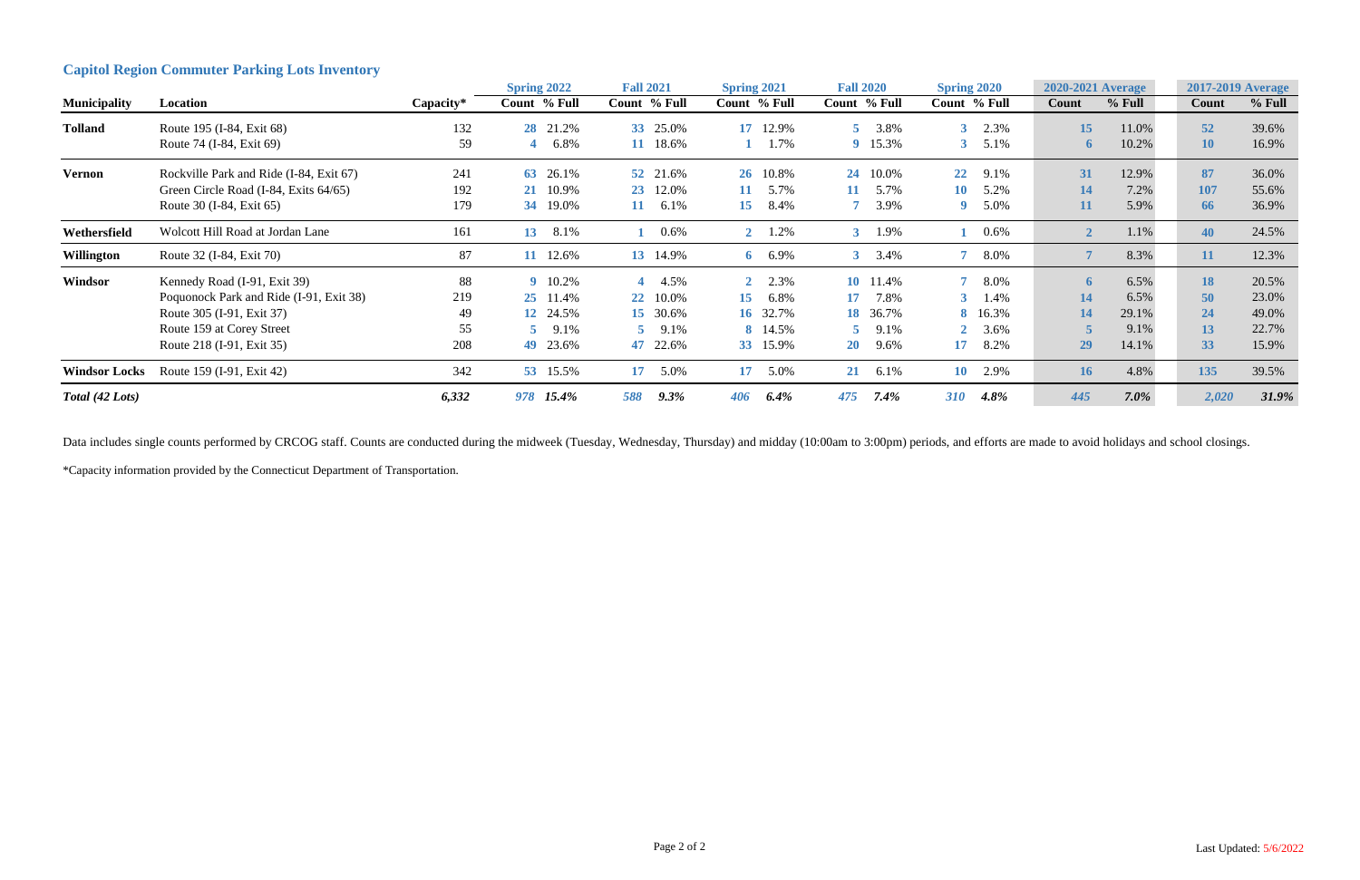## Capitol Region Commuter Parking Lots Inventory

| Municipality | Location | Capacity* | Spring 2022 | | Fall 2021 | | Spring 2021 | | Fall 2020 | | Spring 2020 | | 2020-2021 Average | | 2017-2019 Average | |
|---|---|---|---|---|---|---|---|---|---|---|---|---|---|---|---|---|
| | | | Count | % Full | Count | % Full | Count | % Full | Count | % Full | Count | % Full | Count | % Full | Count | % Full |
| **Tolland** | Route 195 (I-84, Exit 68) | 132 | 28 | 21.2% | 33 | 25.0% | 17 | 12.9% | 5 | 3.8% | 3 | 2.3% | 15 | 11.0% | 52 | 39.6% |
| | Route 74 (I-84, Exit 69) | 59 | 4 | 6.8% | 11 | 18.6% | 1 | 1.7% | 9 | 15.3% | 3 | 5.1% | 6 | 10.2% | 10 | 16.9% |
| **Vernon** | Rockville Park and Ride (I-84, Exit 67) | 241 | 63 | 26.1% | 52 | 21.6% | 26 | 10.8% | 24 | 10.0% | 22 | 9.1% | 31 | 12.9% | 87 | 36.0% |
| | Green Circle Road (I-84, Exits 64/65) | 192 | 21 | 10.9% | 23 | 12.0% | 11 | 5.7% | 11 | 5.7% | 10 | 5.2% | 14 | 7.2% | 107 | 55.6% |
| | Route 30 (I-84, Exit 65) | 179 | 34 | 19.0% | 11 | 6.1% | 15 | 8.4% | 7 | 3.9% | 9 | 5.0% | 11 | 5.9% | 66 | 36.9% |
| **Wethersfield** | Wolcott Hill Road at Jordan Lane | 161 | 13 | 8.1% | 1 | 0.6% | 2 | 1.2% | 3 | 1.9% | 1 | 0.6% | 2 | 1.1% | 40 | 24.5% |
| **Willington** | Route 32 (I-84, Exit 70) | 87 | 11 | 12.6% | 13 | 14.9% | 6 | 6.9% | 3 | 3.4% | 7 | 8.0% | 7 | 8.3% | 11 | 12.3% |
| **Windsor** | Kennedy Road (I-91, Exit 39) | 88 | 9 | 10.2% | 4 | 4.5% | 2 | 2.3% | 10 | 11.4% | 7 | 8.0% | 6 | 6.5% | 18 | 20.5% |
| | Poquonock Park and Ride (I-91, Exit 38) | 219 | 25 | 11.4% | 22 | 10.0% | 15 | 6.8% | 17 | 7.8% | 3 | 1.4% | 14 | 6.5% | 50 | 23.0% |
| | Route 305 (I-91, Exit 37) | 49 | 12 | 24.5% | 15 | 30.6% | 16 | 32.7% | 18 | 36.7% | 8 | 16.3% | 14 | 29.1% | 24 | 49.0% |
| | Route 159 at Corey Street | 55 | 5 | 9.1% | 5 | 9.1% | 8 | 14.5% | 5 | 9.1% | 2 | 3.6% | 5 | 9.1% | 13 | 22.7% |
| | Route 218 (I-91, Exit 35) | 208 | 49 | 23.6% | 47 | 22.6% | 33 | 15.9% | 20 | 9.6% | 17 | 8.2% | 29 | 14.1% | 33 | 15.9% |
| **Windsor Locks** | Route 159 (I-91, Exit 42) | 342 | 53 | 15.5% | 17 | 5.0% | 17 | 5.0% | 21 | 6.1% | 10 | 2.9% | 16 | 4.8% | 135 | 39.5% |
| ***Total (42 Lots)*** | | ***6,332*** | ***978*** | ***15.4%*** | ***588*** | ***9.3%*** | ***406*** | ***6.4%*** | ***475*** | ***7.4%*** | ***310*** | ***4.8%*** | ***445*** | ***7.0%*** | ***2,020*** | ***31.9%*** |

Data includes single counts performed by CRCOG staff. Counts are conducted during the midweek (Tuesday, Wednesday, Thursday) and midday (10:00am to 3:00pm) periods, and efforts are made to avoid holidays and school closings.

*Capacity information provided by the Connecticut Department of Transportation.

Last Updated: 5/6/2022